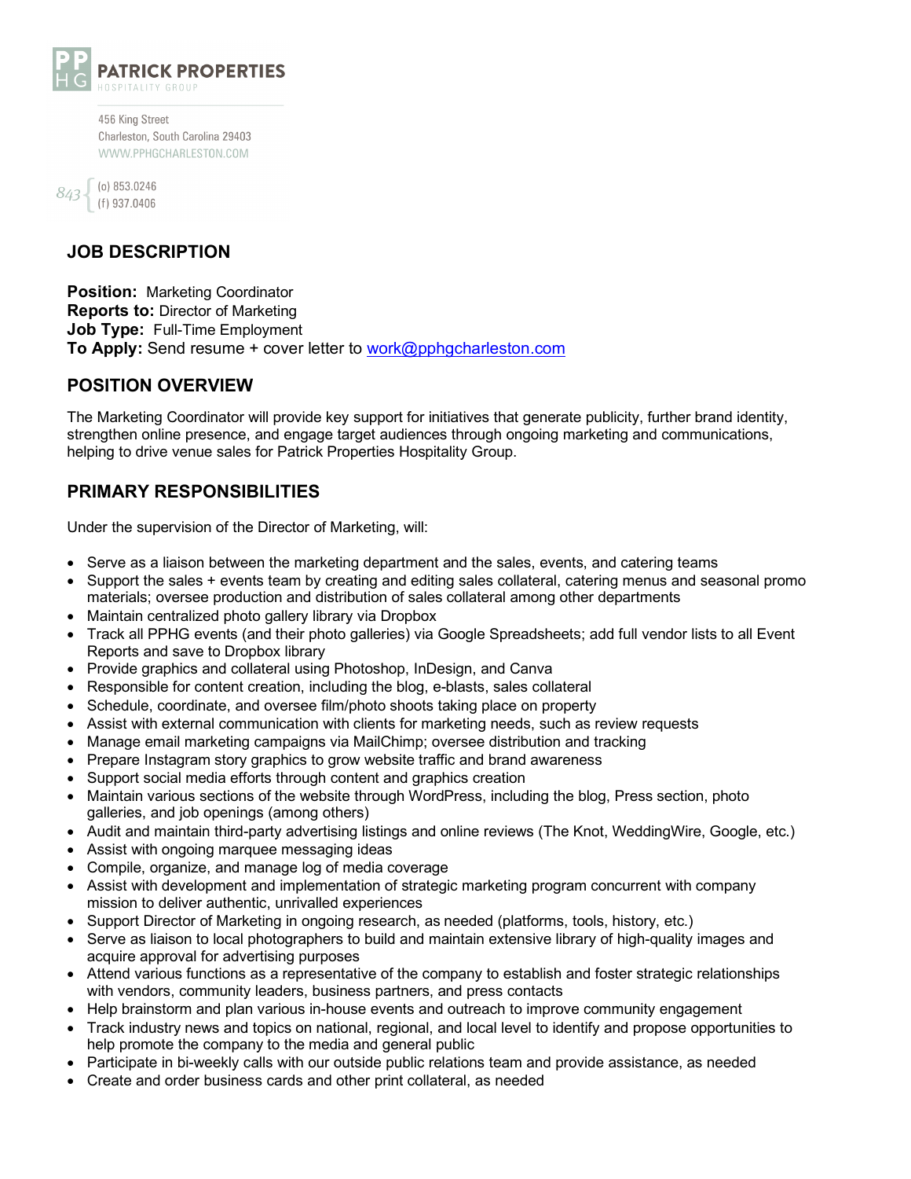PP HG **PATRICK PROPERTIES**
HOSPITALITY GROUP

456 King Street
Charleston, South Carolina 29403
WWW.PPHGCHARLESTON.COM

843 { (o) 853.0246
(f) 937.0406

## JOB DESCRIPTION

**Position:** Marketing Coordinator
**Reports to:** Director of Marketing
**Job Type:** Full-Time Employment
**To Apply:** Send resume + cover letter to work@pphgcharleston.com

## POSITION OVERVIEW

The Marketing Coordinator will provide key support for initiatives that generate publicity, further brand identity, strengthen online presence, and engage target audiences through ongoing marketing and communications, helping to drive venue sales for Patrick Properties Hospitality Group.

## PRIMARY RESPONSIBILITIES

Under the supervision of the Director of Marketing, will:

- Serve as a liaison between the marketing department and the sales, events, and catering teams
- Support the sales + events team by creating and editing sales collateral, catering menus and seasonal promo materials; oversee production and distribution of sales collateral among other departments
- Maintain centralized photo gallery library via Dropbox
- Track all PPHG events (and their photo galleries) via Google Spreadsheets; add full vendor lists to all Event Reports and save to Dropbox library
- Provide graphics and collateral using Photoshop, InDesign, and Canva
- Responsible for content creation, including the blog, e-blasts, sales collateral
- Schedule, coordinate, and oversee film/photo shoots taking place on property
- Assist with external communication with clients for marketing needs, such as review requests
- Manage email marketing campaigns via MailChimp; oversee distribution and tracking
- Prepare Instagram story graphics to grow website traffic and brand awareness
- Support social media efforts through content and graphics creation
- Maintain various sections of the website through WordPress, including the blog, Press section, photo galleries, and job openings (among others)
- Audit and maintain third-party advertising listings and online reviews (The Knot, WeddingWire, Google, etc.)
- Assist with ongoing marquee messaging ideas
- Compile, organize, and manage log of media coverage
- Assist with development and implementation of strategic marketing program concurrent with company mission to deliver authentic, unrivalled experiences
- Support Director of Marketing in ongoing research, as needed (platforms, tools, history, etc.)
- Serve as liaison to local photographers to build and maintain extensive library of high-quality images and acquire approval for advertising purposes
- Attend various functions as a representative of the company to establish and foster strategic relationships with vendors, community leaders, business partners, and press contacts
- Help brainstorm and plan various in-house events and outreach to improve community engagement
- Track industry news and topics on national, regional, and local level to identify and propose opportunities to help promote the company to the media and general public
- Participate in bi-weekly calls with our outside public relations team and provide assistance, as needed
- Create and order business cards and other print collateral, as needed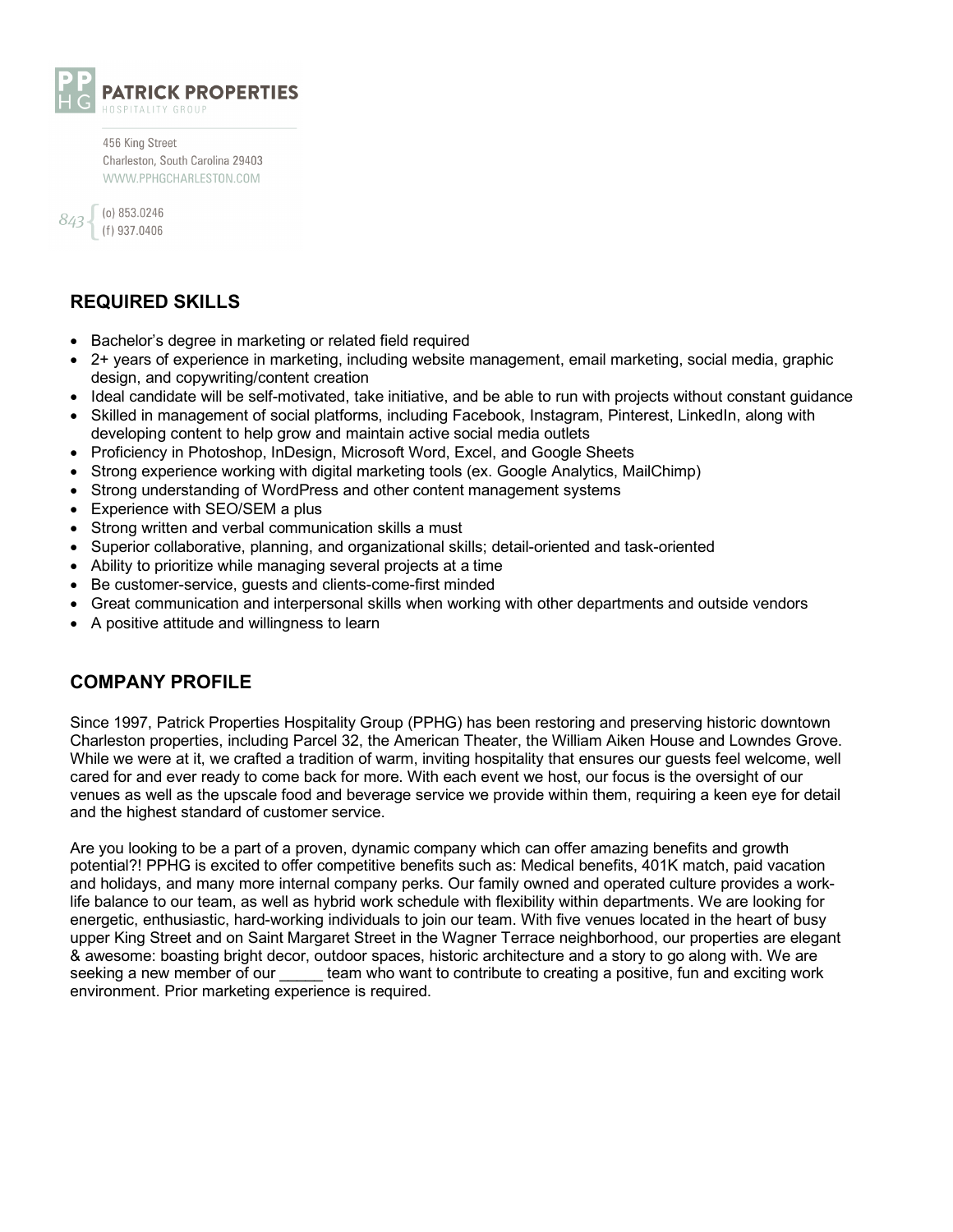PATRICK PROPERTIES
HOSPITALITY GROUP

456 King Street
Charleston, South Carolina 29403
WWW.PPHGCHARLESTON.COM

843 (o) 853.0246
(f) 937.0406

## REQUIRED SKILLS

- Bachelor's degree in marketing or related field required
- 2+ years of experience in marketing, including website management, email marketing, social media, graphic design, and copywriting/content creation
- Ideal candidate will be self-motivated, take initiative, and be able to run with projects without constant guidance
- Skilled in management of social platforms, including Facebook, Instagram, Pinterest, LinkedIn, along with developing content to help grow and maintain active social media outlets
- Proficiency in Photoshop, InDesign, Microsoft Word, Excel, and Google Sheets
- Strong experience working with digital marketing tools (ex. Google Analytics, MailChimp)
- Strong understanding of WordPress and other content management systems
- Experience with SEO/SEM a plus
- Strong written and verbal communication skills a must
- Superior collaborative, planning, and organizational skills; detail-oriented and task-oriented
- Ability to prioritize while managing several projects at a time
- Be customer-service, guests and clients-come-first minded
- Great communication and interpersonal skills when working with other departments and outside vendors
- A positive attitude and willingness to learn

## COMPANY PROFILE

Since 1997, Patrick Properties Hospitality Group (PPHG) has been restoring and preserving historic downtown Charleston properties, including Parcel 32, the American Theater, the William Aiken House and Lowndes Grove. While we were at it, we crafted a tradition of warm, inviting hospitality that ensures our guests feel welcome, well cared for and ever ready to come back for more. With each event we host, our focus is the oversight of our venues as well as the upscale food and beverage service we provide within them, requiring a keen eye for detail and the highest standard of customer service.

Are you looking to be a part of a proven, dynamic company which can offer amazing benefits and growth potential?! PPHG is excited to offer competitive benefits such as: Medical benefits, 401K match, paid vacation and holidays, and many more internal company perks. Our family owned and operated culture provides a work-life balance to our team, as well as hybrid work schedule with flexibility within departments. We are looking for energetic, enthusiastic, hard-working individuals to join our team. With five venues located in the heart of busy upper King Street and on Saint Margaret Street in the Wagner Terrace neighborhood, our properties are elegant & awesome: boasting bright decor, outdoor spaces, historic architecture and a story to go along with. We are seeking a new member of our _____ team who want to contribute to creating a positive, fun and exciting work environment. Prior marketing experience is required.